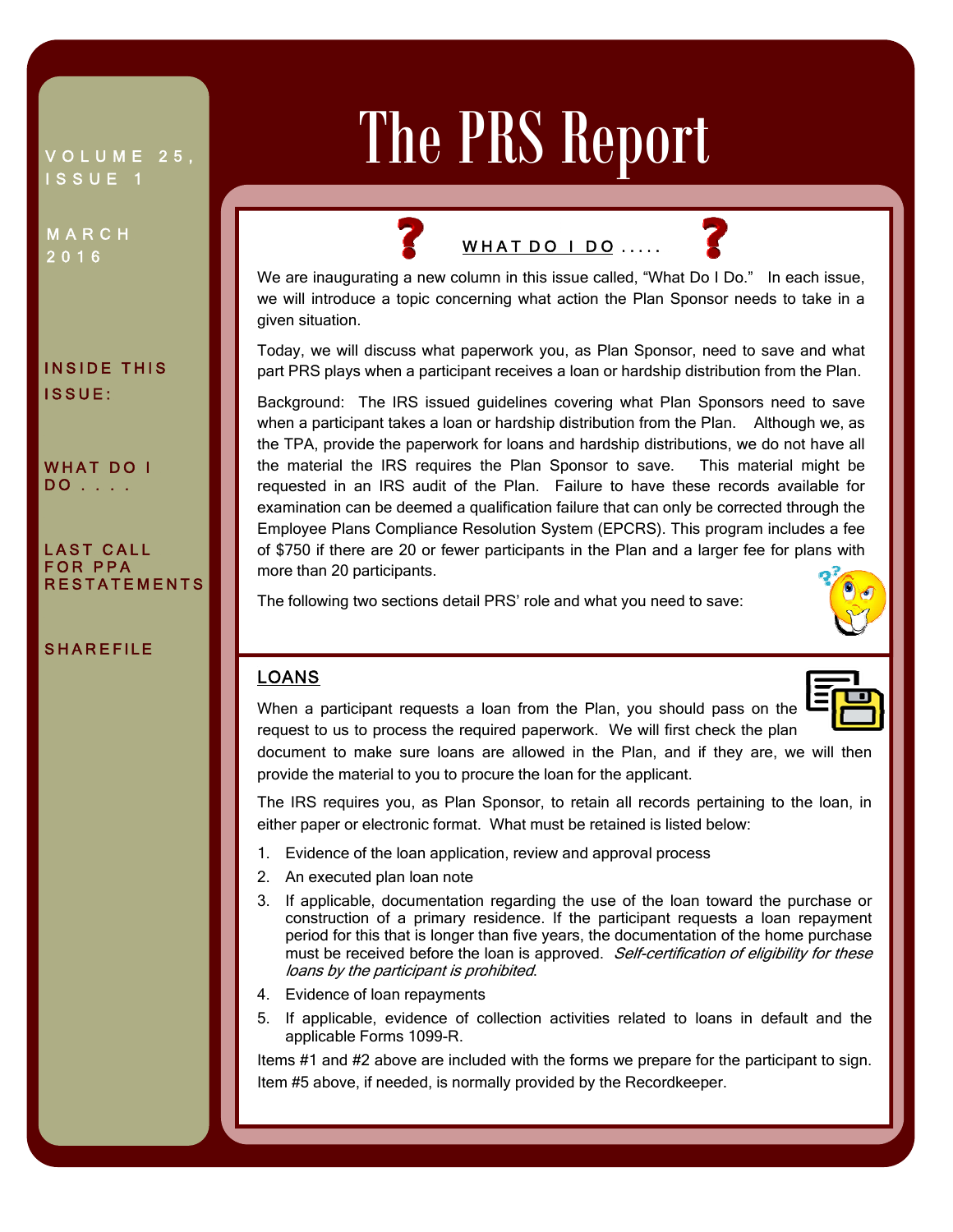# The PRS Report

VOLUME 25, ISSUE 1

MARCH 2016

**INSIDE THIS ISSUE:**

- WHAT DO I DO . . . .
- LAST CALL FOR PPA RESTATEMENTS
- SHAREFILE

## WHAT DO I DO .....

We are inaugurating a new column in this issue called, "What Do I Do." In each issue, we will introduce a topic concerning what action the Plan Sponsor needs to take in a given situation.

Today, we will discuss what paperwork you, as Plan Sponsor, need to save and what part PRS plays when a participant receives a loan or hardship distribution from the Plan.

Background: The IRS issued guidelines covering what Plan Sponsors need to save when a participant takes a loan or hardship distribution from the Plan. Although we, as the TPA, provide the paperwork for loans and hardship distributions, we do not have all the material the IRS requires the Plan Sponsor to save. This material might be requested in an IRS audit of the Plan. Failure to have these records available for examination can be deemed a qualification failure that can only be corrected through the Employee Plans Compliance Resolution System (EPCRS). This program includes a fee of $750 if there are 20 or fewer participants in the Plan and a larger fee for plans with more than 20 participants.

The following two sections detail PRS' role and what you need to save:

## LOANS

When a participant requests a loan from the Plan, you should pass on the request to us to process the required paperwork. We will first check the plan document to make sure loans are allowed in the Plan, and if they are, we will then provide the material to you to procure the loan for the applicant.

The IRS requires you, as Plan Sponsor, to retain all records pertaining to the loan, in either paper or electronic format. What must be retained is listed below:

1. Evidence of the loan application, review and approval process
2. An executed plan loan note
3. If applicable, documentation regarding the use of the loan toward the purchase or construction of a primary residence. If the participant requests a loan repayment period for this that is longer than five years, the documentation of the home purchase must be received before the loan is approved. *Self-certification of eligibility for these loans by the participant is prohibited*.
4. Evidence of loan repayments
5. If applicable, evidence of collection activities related to loans in default and the applicable Forms 1099-R.

Items #1 and #2 above are included with the forms we prepare for the participant to sign. Item #5 above, if needed, is normally provided by the Recordkeeper.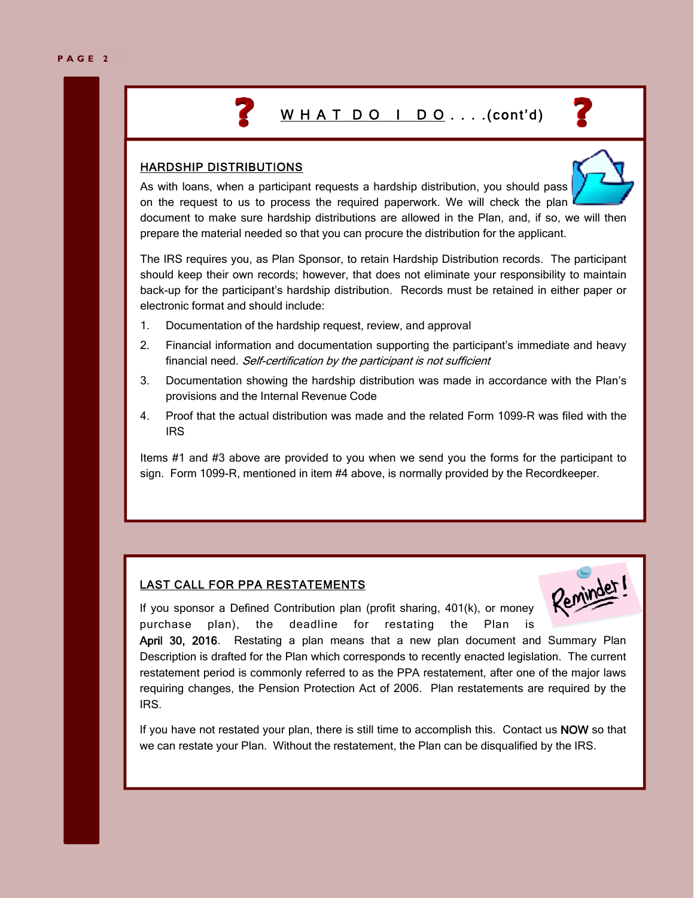## WHAT DO I DO....(cont'd)

### HARDSHIP DISTRIBUTIONS

As with loans, when a participant requests a hardship distribution, you should pass on the request to us to process the required paperwork. We will check the plan document to make sure hardship distributions are allowed in the Plan, and, if so, we will then prepare the material needed so that you can procure the distribution for the applicant.

The IRS requires you, as Plan Sponsor, to retain Hardship Distribution records. The participant should keep their own records; however, that does not eliminate your responsibility to maintain back-up for the participant's hardship distribution. Records must be retained in either paper or electronic format and should include:

1. Documentation of the hardship request, review, and approval
2. Financial information and documentation supporting the participant's immediate and heavy financial need. *Self-certification by the participant is not sufficient*
3. Documentation showing the hardship distribution was made in accordance with the Plan's provisions and the Internal Revenue Code
4. Proof that the actual distribution was made and the related Form 1099-R was filed with the IRS

Items #1 and #3 above are provided to you when we send you the forms for the participant to sign. Form 1099-R, mentioned in item #4 above, is normally provided by the Recordkeeper.

### LAST CALL FOR PPA RESTATEMENTS

Reminder!

If you sponsor a Defined Contribution plan (profit sharing, 401(k), or money purchase plan), the deadline for restating the Plan is **April 30, 2016**. Restating a plan means that a new plan document and Summary Plan Description is drafted for the Plan which corresponds to recently enacted legislation. The current restatement period is commonly referred to as the PPA restatement, after one of the major laws requiring changes, the Pension Protection Act of 2006. Plan restatements are required by the IRS.

If you have not restated your plan, there is still time to accomplish this. Contact us **NOW** so that we can restate your Plan. Without the restatement, the Plan can be disqualified by the IRS.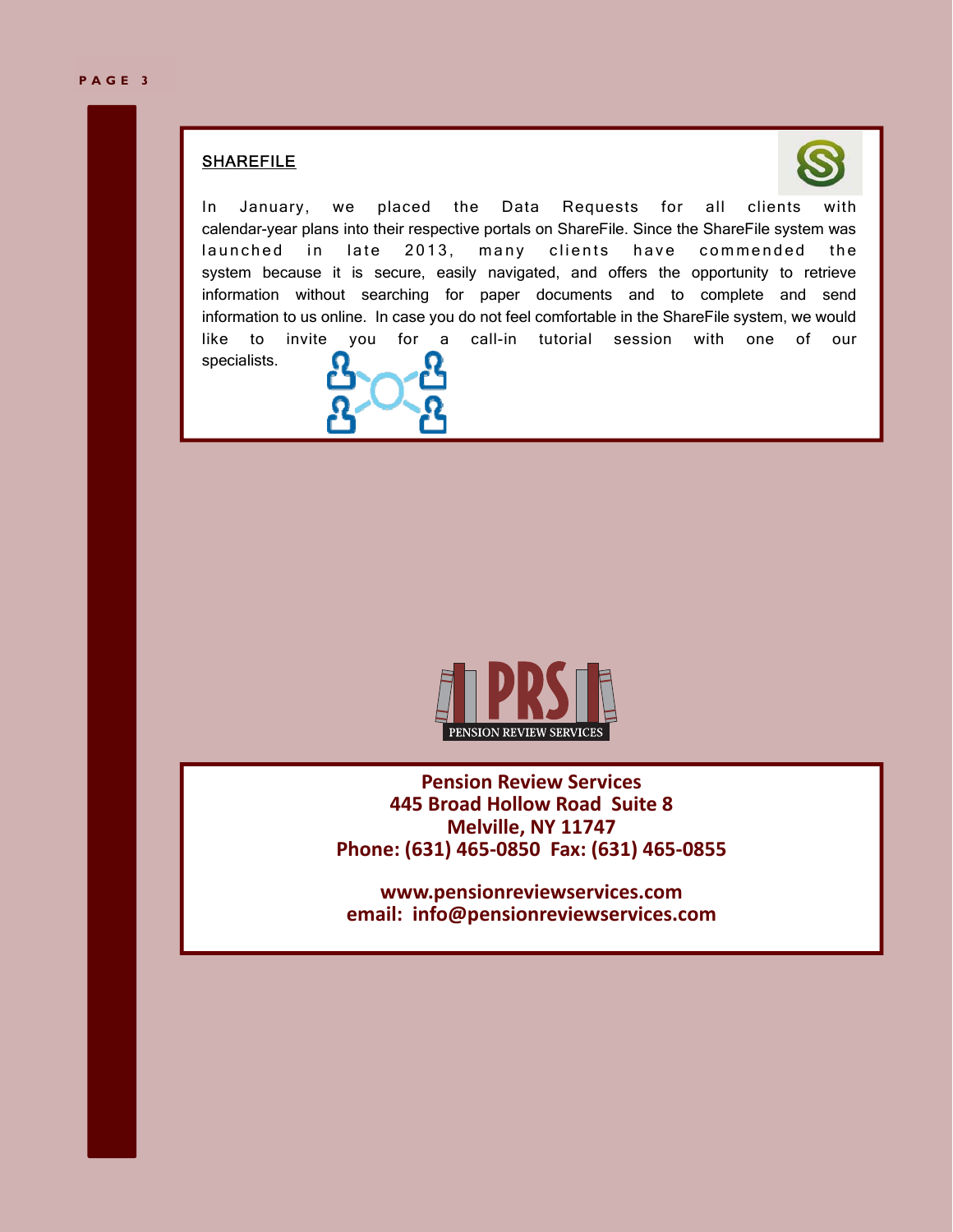## SHAREFILE

In January, we placed the Data Requests for all clients with calendar-year plans into their respective portals on ShareFile. Since the ShareFile system was launched in late 2013, many clients have commended the system because it is secure, easily navigated, and offers the opportunity to retrieve information without searching for paper documents and to complete and send information to us online. In case you do not feel comfortable in the ShareFile system, we would like to invite you for a call-in tutorial session with one of our specialists.

PRS
PENSION REVIEW SERVICES

**Pension Review Services**
**445 Broad Hollow Road Suite 8**
**Melville, NY 11747**
**Phone: (631) 465-0850 Fax: (631) 465-0855**

**www.pensionreviewservices.com**
**email: info@pensionreviewservices.com**